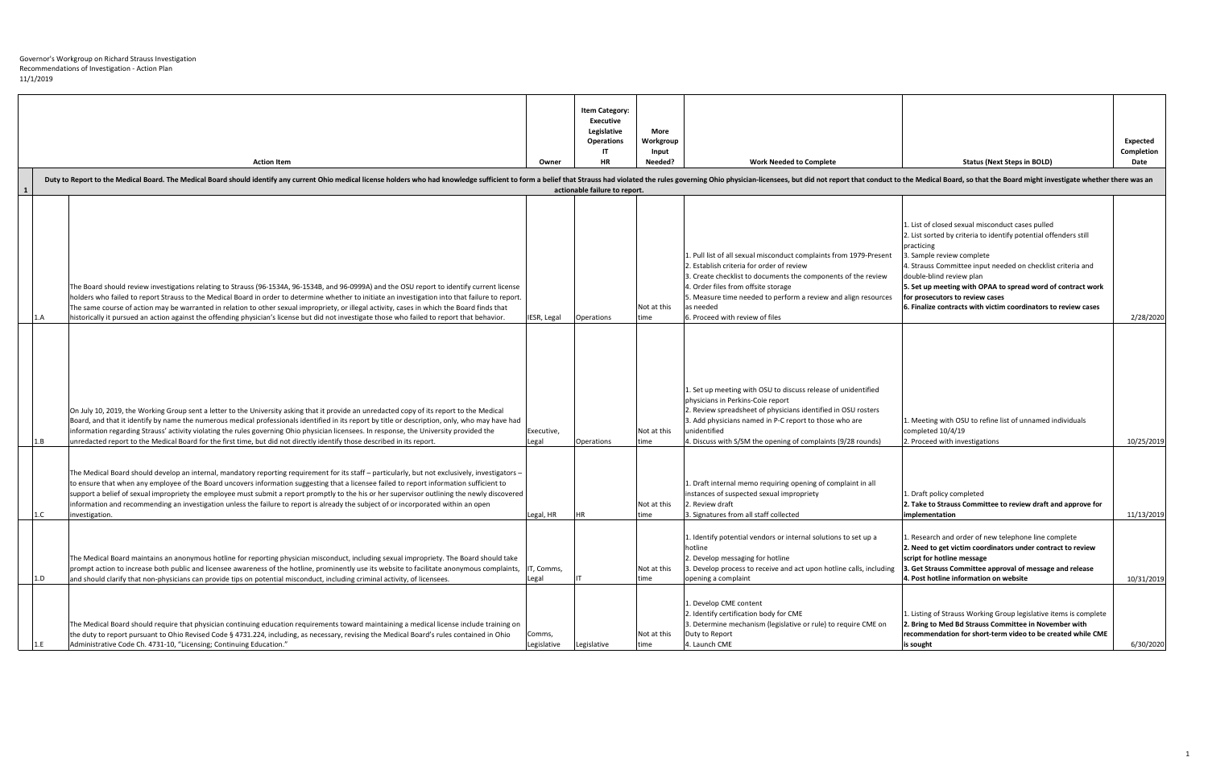Governor's Workgroup on Richard Strauss Investigation
Recommendations of Investigation - Action Plan
11/1/2019

| | | Action Item | Owner | Item Category: Executive Legislative Operations IT HR | More Workgroup Input Needed? | Work Needed to Complete | Status (Next Steps in BOLD) | Expected Completion Date |
|---|---|---|---|---|---|---|---|---|
| 1 | | Duty to Report to the Medical Board. The Medical Board should identify any current Ohio medical license holders who had knowledge sufficient to form a belief that Strauss had violated the rules governing Ohio physician-licensees, but did not report that conduct to the Medical Board, so that the Board might investigate whether there was an actionable failure to report. | | | | | | |
| | 1.A | The Board should review investigations relating to Strauss (96-1534A, 96-1534B, and 96-0999A) and the OSU report to identify current license holders who failed to report Strauss to the Medical Board in order to determine whether to initiate an investigation into that failure to report. The same course of action may be warranted in relation to other sexual impropriety, or illegal activity, cases in which the Board finds that historically it pursued an action against the offending physician's license but did not investigate those who failed to report that behavior. | IESR, Legal | Operations | Not at this time | 1. Pull list of all sexual misconduct complaints from 1979-Present<br>2. Establish criteria for order of review<br>3. Create checklist to documents the components of the review<br>4. Order files from offsite storage<br>5. Measure time needed to perform a review and align resources as needed<br>6. Proceed with review of files | 1. List of closed sexual misconduct cases pulled<br>2. List sorted by criteria to identify potential offenders still practicing<br>3. Sample review complete<br>4. Strauss Committee input needed on checklist criteria and double-blind review plan<br>**5. Set up meeting with OPAA to spread word of contract work for prosecutors to review cases**<br>**6. Finalize contracts with victim coordinators to review cases** | 2/28/2020 |
| | 1.B | On July 10, 2019, the Working Group sent a letter to the University asking that it provide an unredacted copy of its report to the Medical Board, and that it identify by name the numerous medical professionals identified in its report by title or description, only, who may have had information regarding Strauss' activity violating the rules governing Ohio physician licensees. In response, the University provided the unredacted report to the Medical Board for the first time, but did not directly identify those described in its report. | Executive, Legal | Operations | Not at this time | 1. Set up meeting with OSU to discuss release of unidentified physicians in Perkins-Coie report<br>2. Review spreadsheet of physicians identified in OSU rosters<br>3. Add physicians named in P-C report to those who are unidentified<br>4. Discuss with S/SM the opening of complaints (9/28 rounds) | 1. Meeting with OSU to refine list of unnamed individuals completed 10/4/19<br>2. Proceed with investigations | 10/25/2019 |
| | 1.C | The Medical Board should develop an internal, mandatory reporting requirement for its staff – particularly, but not exclusively, investigators – to ensure that when any employee of the Board uncovers information suggesting that a licensee failed to report information sufficient to support a belief of sexual impropriety the employee must submit a report promptly to the his or her supervisor outlining the newly discovered information and recommending an investigation unless the failure to report is already the subject of or incorporated within an open investigation. | Legal, HR | HR | Not at this time | 1. Draft internal memo requiring opening of complaint in all instances of suspected sexual impropriety<br>2. Review draft<br>3. Signatures from all staff collected | 1. Draft policy completed<br>**2. Take to Strauss Committee to review draft and approve for implementation** | 11/13/2019 |
| | 1.D | The Medical Board maintains an anonymous hotline for reporting physician misconduct, including sexual impropriety. The Board should take prompt action to increase both public and licensee awareness of the hotline, prominently use its website to facilitate anonymous complaints, and should clarify that non-physicians can provide tips on potential misconduct, including criminal activity, of licensees. | IT, Comms, Legal | IT | Not at this time | 1. Identify potential vendors or internal solutions to set up a hotline<br>2. Develop messaging for hotline<br>3. Develop process to receive and act upon hotline calls, including opening a complaint | 1. Research and order of new telephone line complete<br>**2. Need to get victim coordinators under contract to review script for hotline message**<br>**3. Get Strauss Committee approval of message and release**<br>**4. Post hotline information on website** | 10/31/2019 |
| | 1.E | The Medical Board should require that physician continuing education requirements toward maintaining a medical license include training on the duty to report pursuant to Ohio Revised Code § 4731.224, including, as necessary, revising the Medical Board's rules contained in Ohio Administrative Code Ch. 4731-10, "Licensing; Continuing Education." | Comms, Legislative | Legislative | Not at this time | 1. Develop CME content<br>2. Identify certification body for CME<br>3. Determine mechanism (legislative or rule) to require CME on Duty to Report<br>4. Launch CME | 1. Listing of Strauss Working Group legislative items is complete<br>**2. Bring to Med Bd Strauss Committee in November with recommendation for short-term video to be created while CME is sought** | 6/30/2020 |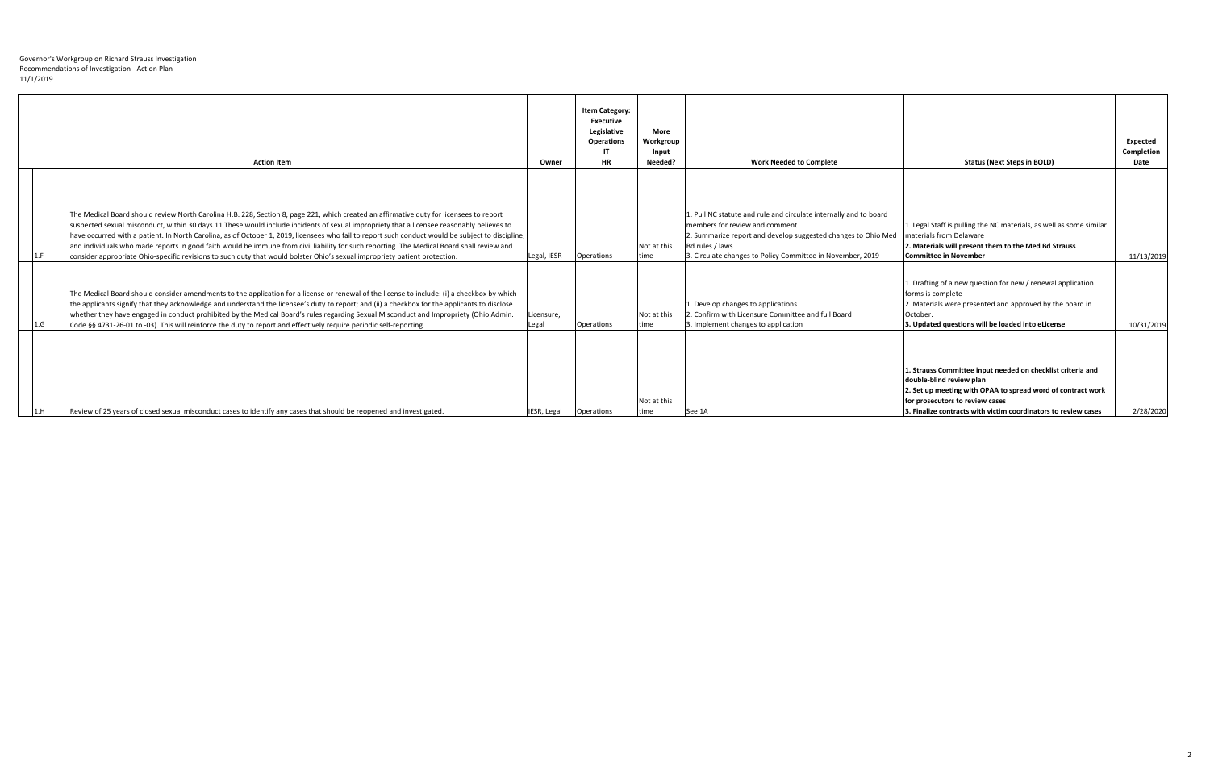Governor's Workgroup on Richard Strauss Investigation
Recommendations of Investigation - Action Plan
11/1/2019

| | Action Item | Owner | Item Category: Executive Legislative Operations IT HR | More Workgroup Input Needed? | Work Needed to Complete | Status (Next Steps in BOLD) | Expected Completion Date |
|---|---|---|---|---|---|---|---|
| 1.F | The Medical Board should review North Carolina H.B. 228, Section 8, page 221, which created an affirmative duty for licensees to report suspected sexual misconduct, within 30 days.11 These would include incidents of sexual impropriety that a licensee reasonably believes to have occurred with a patient. In North Carolina, as of October 1, 2019, licensees who fail to report such conduct would be subject to discipline, and individuals who made reports in good faith would be immune from civil liability for such reporting. The Medical Board shall review and consider appropriate Ohio-specific revisions to such duty that would bolster Ohio's sexual impropriety patient protection. | Legal, IESR | Operations | Not at this time | 1. Pull NC statute and rule and circulate internally and to board members for review and comment<br>2. Summarize report and develop suggested changes to Ohio Med Bd rules / laws<br>3. Circulate changes to Policy Committee in November, 2019 | 1. Legal Staff is pulling the NC materials, as well as some similar materials from Delaware<br>**2. Materials will present them to the Med Bd Strauss Committee in November** | 11/13/2019 |
| 1.G | The Medical Board should consider amendments to the application for a license or renewal of the license to include: (i) a checkbox by which the applicants signify that they acknowledge and understand the licensee's duty to report; and (ii) a checkbox for the applicants to disclose whether they have engaged in conduct prohibited by the Medical Board's rules regarding Sexual Misconduct and Impropriety (Ohio Admin. Code §§ 4731-26-01 to -03). This will reinforce the duty to report and effectively require periodic self-reporting. | Licensure, Legal | Operations | Not at this time | 1. Develop changes to applications<br>2. Confirm with Licensure Committee and full Board<br>3. Implement changes to application | 1. Drafting of a new question for new / renewal application forms is complete<br>2. Materials were presented and approved by the board in October.<br>**3. Updated questions will be loaded into eLicense** | 10/31/2019 |
| 1.H | Review of 25 years of closed sexual misconduct cases to identify any cases that should be reopened and investigated. | IESR, Legal | Operations | Not at this time | See 1A | **1. Strauss Committee input needed on checklist criteria and double-blind review plan**<br>**2. Set up meeting with OPAA to spread word of contract work for prosecutors to review cases**<br>**3. Finalize contracts with victim coordinators to review cases** | 2/28/2020 |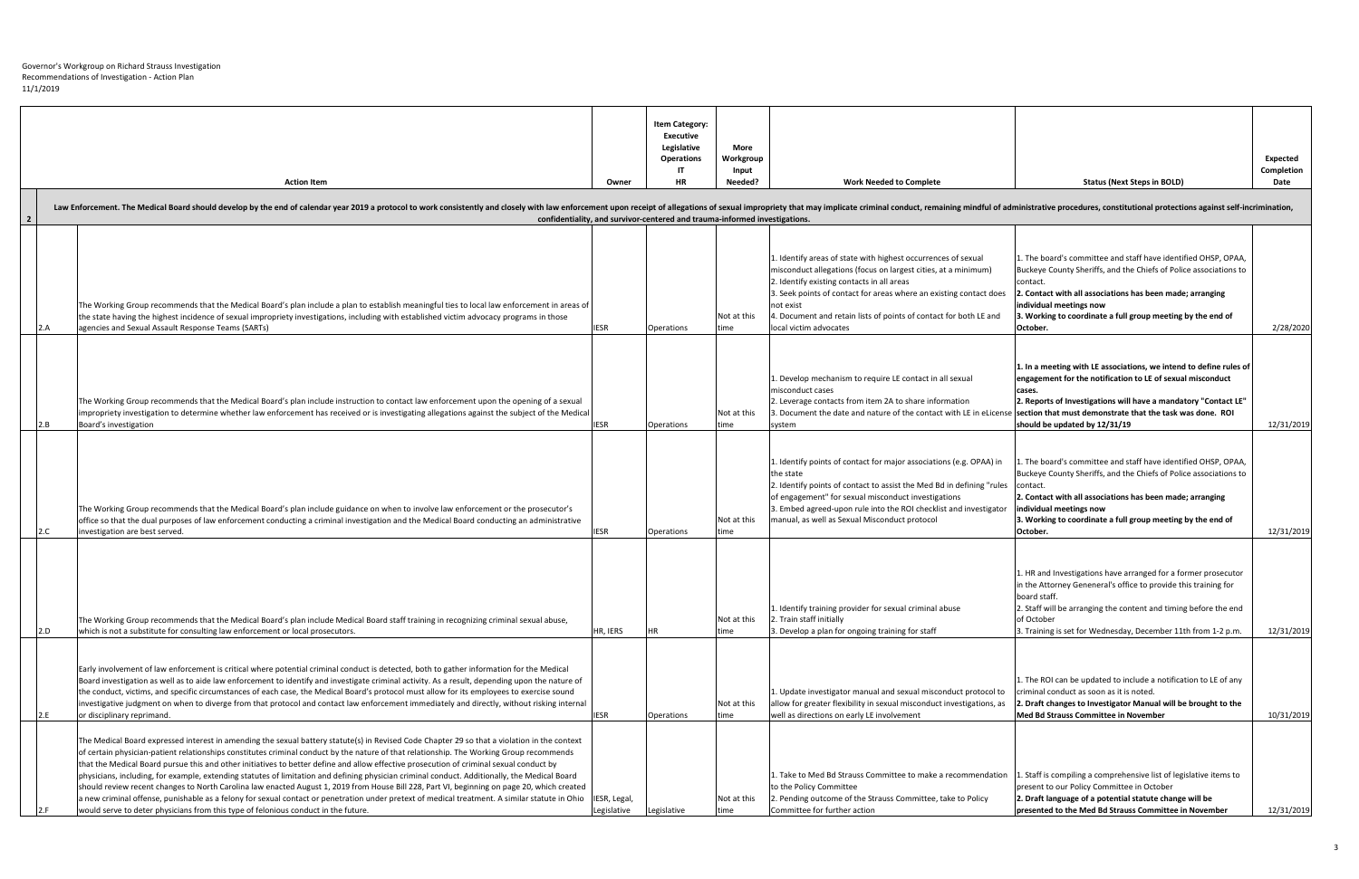Governor's Workgroup on Richard Strauss Investigation
Recommendations of Investigation - Action Plan
11/1/2019

| | | Action Item | Owner | Item Category: Executive Legislative Operations IT HR | More Workgroup Input Needed? | Work Needed to Complete | Status (Next Steps in BOLD) | Expected Completion Date |
|---|---|---|---|---|---|---|---|---|
| 2 | | Law Enforcement. The Medical Board should develop by the end of calendar year 2019 a protocol to work consistently and closely with law enforcement upon receipt of allegations of sexual impropriety that may implicate criminal conduct, remaining mindful of administrative procedures, constitutional protections against self-incrimination, confidentiality, and survivor-centered and trauma-informed investigations. | | | | | | |
| | 2.A | The Working Group recommends that the Medical Board's plan include a plan to establish meaningful ties to local law enforcement in areas of the state having the highest incidence of sexual impropriety investigations, including with established victim advocacy programs in those agencies and Sexual Assault Response Teams (SARTs) | IESR | Operations | Not at this time | 1. Identify areas of state with highest occurrences of sexual misconduct allegations (focus on largest cities, at a minimum)<br>2. Identify existing contacts in all areas<br>3. Seek points of contact for areas where an existing contact does not exist<br>4. Document and retain lists of points of contact for both LE and local victim advocates | 1. The board's committee and staff have identified OHSP, OPAA, Buckeye County Sheriffs, and the Chiefs of Police associations to contact.<br>**2. Contact with all associations has been made; arranging individual meetings now**<br>**3. Working to coordinate a full group meeting by the end of October.** | 2/28/2020 |
| | 2.B | The Working Group recommends that the Medical Board's plan include instruction to contact law enforcement upon the opening of a sexual impropriety investigation to determine whether law enforcement has received or is investigating allegations against the subject of the Medical Board's investigation | IESR | Operations | Not at this time | 1. Develop mechanism to require LE contact in all sexual misconduct cases<br>2. Leverage contacts from item 2A to share information<br>3. Document the date and nature of the contact with LE in eLicense system | **1. In a meeting with LE associations, we intend to define rules of engagement for the notification to LE of sexual misconduct cases.**<br>**2. Reports of Investigations will have a mandatory "Contact LE" section that must demonstrate that the task was done. ROI should be updated by 12/31/19** | 12/31/2019 |
| | 2.C | The Working Group recommends that the Medical Board's plan include guidance on when to involve law enforcement or the prosecutor's office so that the dual purposes of law enforcement conducting a criminal investigation and the Medical Board conducting an administrative investigation are best served. | IESR | Operations | Not at this time | 1. Identify points of contact for major associations (e.g. OPAA) in the state<br>2. Identify points of contact to assist the Med Bd in defining "rules of engagement" for sexual misconduct investigations<br>3. Embed agreed-upon rule into the ROI checklist and investigator manual, as well as Sexual Misconduct protocol | 1. The board's committee and staff have identified OHSP, OPAA, Buckeye County Sheriffs, and the Chiefs of Police associations to contact.<br>**2. Contact with all associations has been made; arranging individual meetings now**<br>**3. Working to coordinate a full group meeting by the end of October.** | 12/31/2019 |
| | 2.D | The Working Group recommends that the Medical Board's plan include Medical Board staff training in recognizing criminal sexual abuse, which is not a substitute for consulting law enforcement or local prosecutors. | HR, IERS | HR | Not at this time | 1. Identify training provider for sexual criminal abuse<br>2. Train staff initially<br>3. Develop a plan for ongoing training for staff | 1. HR and Investigations have arranged for a former prosecutor in the Attorney Geneneral's office to provide this training for board staff.<br>2. Staff will be arranging the content and timing before the end of October<br>3. Training is set for Wednesday, December 11th from 1-2 p.m. | 12/31/2019 |
| | 2.E | Early involvement of law enforcement is critical where potential criminal conduct is detected, both to gather information for the Medical Board investigation as well as to aide law enforcement to identify and investigate criminal activity. As a result, depending upon the nature of the conduct, victims, and specific circumstances of each case, the Medical Board's protocol must allow for its employees to exercise sound investigative judgment on when to diverge from that protocol and contact law enforcement immediately and directly, without risking internal or disciplinary reprimand. | IESR | Operations | Not at this time | 1. Update investigator manual and sexual misconduct protocol to allow for greater flexibility in sexual misconduct investigations, as well as directions on early LE involvement | 1. The ROI can be updated to include a notification to LE of any criminal conduct as soon as it is noted.<br>**2. Draft changes to Investigator Manual will be brought to the Med Bd Strauss Committee in November** | 10/31/2019 |
| | 2.F | The Medical Board expressed interest in amending the sexual battery statute(s) in Revised Code Chapter 29 so that a violation in the context of certain physician-patient relationships constitutes criminal conduct by the nature of that relationship. The Working Group recommends that the Medical Board pursue this and other initiatives to better define and allow effective prosecution of criminal sexual conduct by physicians, including, for example, extending statutes of limitation and defining physician criminal conduct. Additionally, the Medical Board should review recent changes to North Carolina law enacted August 1, 2019 from House Bill 228, Part VI, beginning on page 20, which created a new criminal offense, punishable as a felony for sexual contact or penetration under pretext of medical treatment. A similar statute in Ohio would serve to deter physicians from this type of felonious conduct in the future. | IESR, Legal, Legislative | Legislative | Not at this time | 1. Take to Med Bd Strauss Committee to make a recommendation to the Policy Committee<br>2. Pending outcome of the Strauss Committee, take to Policy Committee for further action | 1. Staff is compiling a comprehensive list of legislative items to present to our Policy Committee in October<br>**2. Draft language of a potential statute change will be presented to the Med Bd Strauss Committee in November** | 12/31/2019 |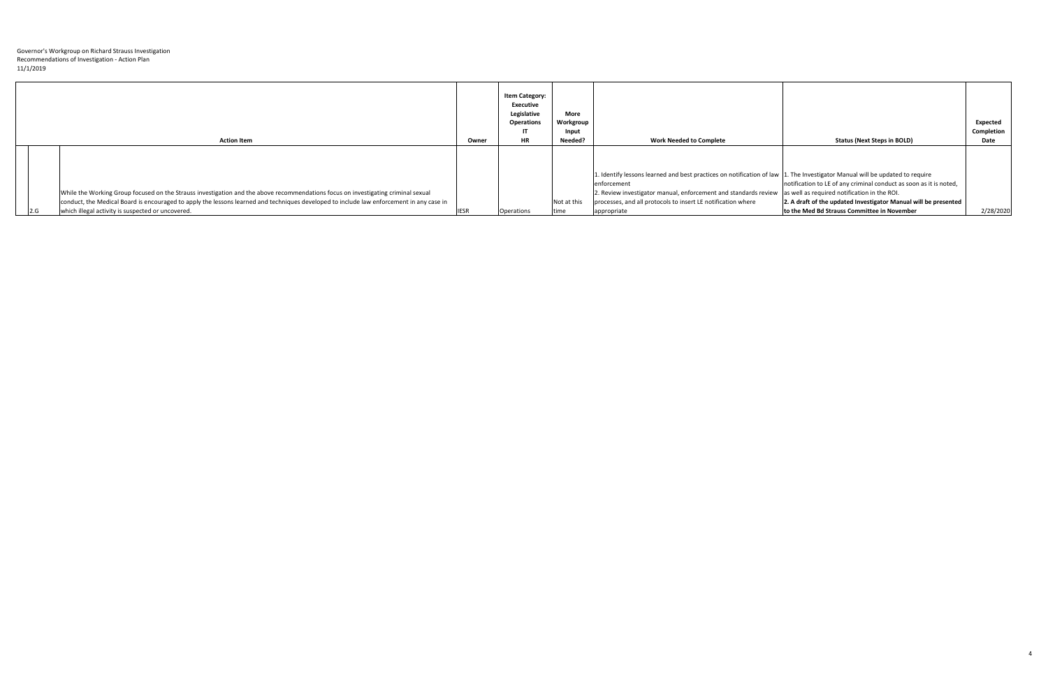Governor's Workgroup on Richard Strauss Investigation
Recommendations of Investigation - Action Plan
11/1/2019

| | Action Item | Owner | Item Category: Executive Legislative Operations IT HR | More Workgroup Input Needed? | Work Needed to Complete | Status (Next Steps in BOLD) | Expected Completion Date |
|---|---|---|---|---|---|---|---|
| 2.G | While the Working Group focused on the Strauss investigation and the above recommendations focus on investigating criminal sexual conduct, the Medical Board is encouraged to apply the lessons learned and techniques developed to include law enforcement in any case in which illegal activity is suspected or uncovered. | IESR | Operations | Not at this time | 1. Identify lessons learned and best practices on notification of law enforcement<br>2. Review investigator manual, enforcement and standards review processes, and all protocols to insert LE notification where appropriate | 1. The Investigator Manual will be updated to require notification to LE of any criminal conduct as soon as it is noted, as well as required notification in the ROI.<br>**2. A draft of the updated Investigator Manual will be presented to the Med Bd Strauss Committee in November** | 2/28/2020 |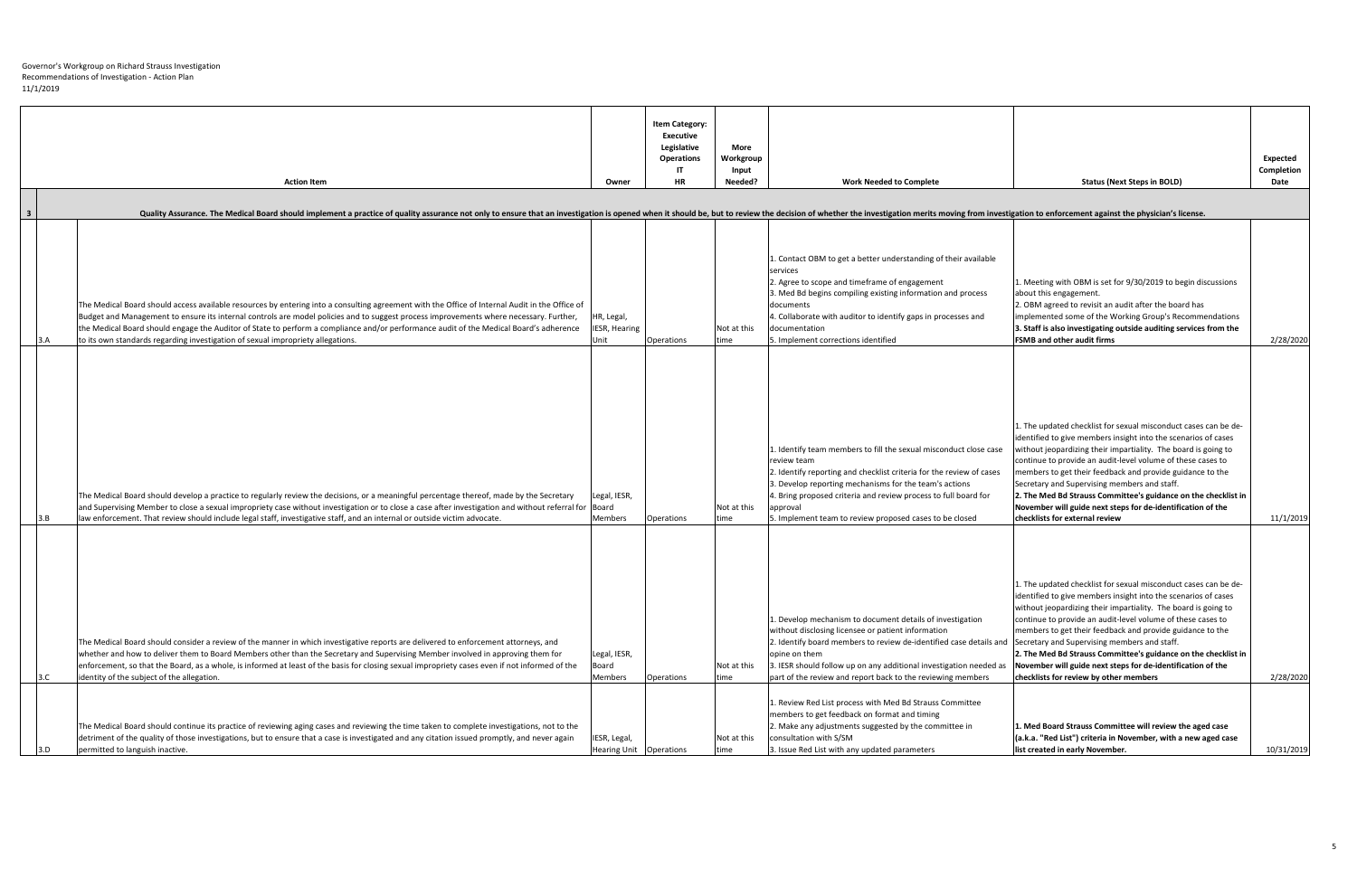Governor's Workgroup on Richard Strauss Investigation
Recommendations of Investigation - Action Plan
11/1/2019

| | Action Item | Owner | Item Category: Executive Legislative Operations IT HR | More Workgroup Input Needed? | Work Needed to Complete | Status (Next Steps in BOLD) | Expected Completion Date |
|---|---|---|---|---|---|---|---|
| **3** | **Quality Assurance. The Medical Board should implement a practice of quality assurance not only to ensure that an investigation is opened when it should be, but to review the decision of whether the investigation merits moving from investigation to enforcement against the physician's license.** | | | | | | |
| 3.A | The Medical Board should access available resources by entering into a consulting agreement with the Office of Internal Audit in the Office of Budget and Management to ensure its internal controls are model policies and to suggest process improvements where necessary. Further, the Medical Board should engage the Auditor of State to perform a compliance and/or performance audit of the Medical Board's adherence to its own standards regarding investigation of sexual impropriety allegations. | HR, Legal, IESR, Hearing Unit | Operations | Not at this time | 1. Contact OBM to get a better understanding of their available services<br>2. Agree to scope and timeframe of engagement<br>3. Med Bd begins compiling existing information and process documents<br>4. Collaborate with auditor to identify gaps in processes and documentation<br>5. Implement corrections identified | 1. Meeting with OBM is set for 9/30/2019 to begin discussions about this engagement.<br>2. OBM agreed to revisit an audit after the board has implemented some of the Working Group's Recommendations<br>**3. Staff is also investigating outside auditing services from the FSMB and other audit firms** | 2/28/2020 |
| 3.B | The Medical Board should develop a practice to regularly review the decisions, or a meaningful percentage thereof, made by the Secretary and Supervising Member to close a sexual impropriety case without investigation or to close a case after investigation and without referral for law enforcement. That review should include legal staff, investigative staff, and an internal or outside victim advocate. | Legal, IESR, Board Members | Operations | Not at this time | 1. Identify team members to fill the sexual misconduct close case review team<br>2. Identify reporting and checklist criteria for the review of cases<br>3. Develop reporting mechanisms for the team's actions<br>4. Bring proposed criteria and review process to full board for approval<br>5. Implement team to review proposed cases to be closed | 1. The updated checklist for sexual misconduct cases can be de-identified to give members insight into the scenarios of cases without jeopardizing their impartiality. The board is going to continue to provide an audit-level volume of these cases to members to get their feedback and provide guidance to the Secretary and Supervising members and staff.<br>**2. The Med Bd Strauss Committee's guidance on the checklist in November will guide next steps for de-identification of the checklists for external review** | 11/1/2019 |
| 3.C | The Medical Board should consider a review of the manner in which investigative reports are delivered to enforcement attorneys, and whether and how to deliver them to Board Members other than the Secretary and Supervising Member involved in approving them for enforcement, so that the Board, as a whole, is informed at least of the basis for closing sexual impropriety cases even if not informed of the identity of the subject of the allegation. | Legal, IESR, Board Members | Operations | Not at this time | 1. Develop mechanism to document details of investigation without disclosing licensee or patient information<br>2. Identify board members to review de-identified case details and opine on them<br>3. IESR should follow up on any additional investigation needed as part of the review and report back to the reviewing members | 1. The updated checklist for sexual misconduct cases can be de-identified to give members insight into the scenarios of cases without jeopardizing their impartiality. The board is going to continue to provide an audit-level volume of these cases to members to get their feedback and provide guidance to the Secretary and Supervising members and staff.<br>**2. The Med Bd Strauss Committee's guidance on the checklist in November will guide next steps for de-identification of the checklists for review by other members** | 2/28/2020 |
| 3.D | The Medical Board should continue its practice of reviewing aging cases and reviewing the time taken to complete investigations, not to the detriment of the quality of those investigations, but to ensure that a case is investigated and any citation issued promptly, and never again permitted to languish inactive. | IESR, Legal, Hearing Unit | Operations | Not at this time | 1. Review Red List process with Med Bd Strauss Committee members to get feedback on format and timing<br>2. Make any adjustments suggested by the committee in consultation with S/SM<br>3. Issue Red List with any updated parameters | **1. Med Board Strauss Committee will review the aged case (a.k.a. "Red List") criteria in November, with a new aged case list created in early November.** | 10/31/2019 |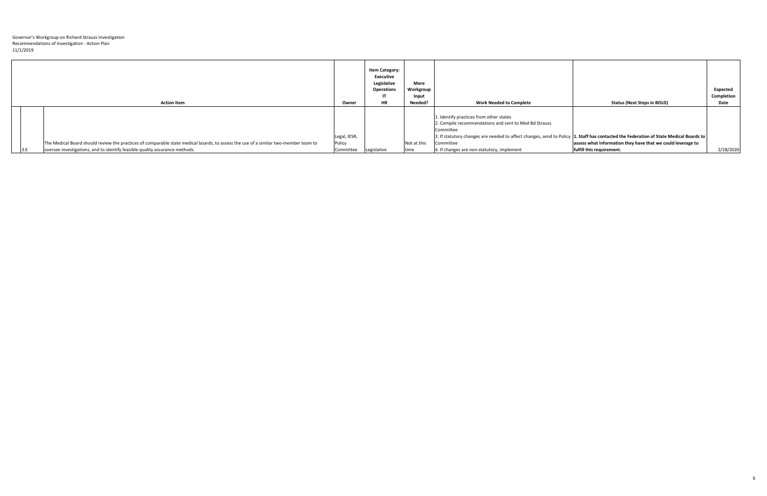Governor's Workgroup on Richard Strauss Investigation
Recommendations of Investigation - Action Plan
11/1/2019

| | Action Item | Owner | Item Category: Executive Legislative Operations IT HR | More Workgroup Input Needed? | Work Needed to Complete | Status (Next Steps in BOLD) | Expected Completion Date |
|---|---|---|---|---|---|---|---|
| 3.E | The Medical Board should review the practices of comparable state medical boards, to assess the use of a similar two-member team to oversee investigations, and to identify feasible quality assurance methods. | Legal, IESR, Policy Committee | Legislative | Not at this time | 1. Identify practices from other states<br>2. Compile recommendations and sent to Med Bd Strauss Committee<br>3. If statutory changes are needed to affect changes, send to Policy Committee<br>4. If changes are non-statutory, implement | **1. Staff has contacted the Federation of State Medical Boards to assess what information they have that we could leverage to fulfill this requirement.** | 2/28/2020 |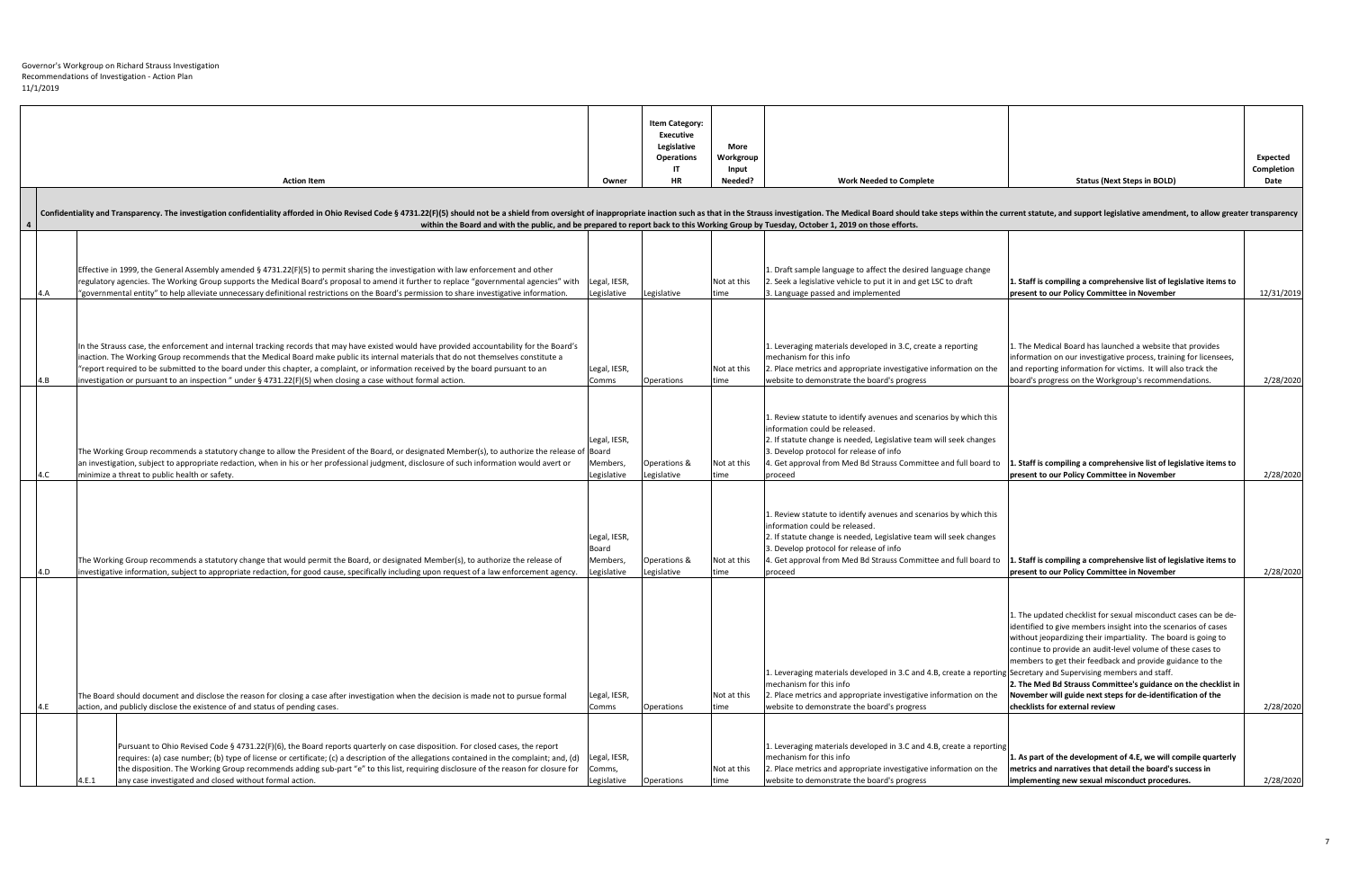Governor's Workgroup on Richard Strauss Investigation
Recommendations of Investigation - Action Plan
11/1/2019

| | | Action Item | Owner | Item Category: Executive Legislative Operations IT HR | More Workgroup Input Needed? | Work Needed to Complete | Status (Next Steps in BOLD) | Expected Completion Date |
|---|---|---|---|---|---|---|---|---|
| 4 | | **Confidentiality and Transparency. The investigation confidentiality afforded in Ohio Revised Code § 4731.22(F)(5) should not be a shield from oversight of inappropriate inaction such as that in the Strauss investigation. The Medical Board should take steps within the current statute, and support legislative amendment, to allow greater transparency within the Board and with the public, and be prepared to report back to this Working Group by Tuesday, October 1, 2019 on those efforts.** | | | | | | |
| | 4.A | Effective in 1999, the General Assembly amended § 4731.22(F)(5) to permit sharing the investigation with law enforcement and other regulatory agencies. The Working Group supports the Medical Board's proposal to amend it further to replace "governmental agencies" with "governmental entity" to help alleviate unnecessary definitional restrictions on the Board's permission to share investigative information. | Legal, IESR, Legislative | Legislative | Not at this time | 1. Draft sample language to affect the desired language change<br>2. Seek a legislative vehicle to put it in and get LSC to draft<br>3. Language passed and implemented | **1. Staff is compiling a comprehensive list of legislative items to present to our Policy Committee in November** | 12/31/2019 |
| | 4.B | In the Strauss case, the enforcement and internal tracking records that may have existed would have provided accountability for the Board's inaction. The Working Group recommends that the Medical Board make public its internal materials that do not themselves constitute a "report required to be submitted to the board under this chapter, a complaint, or information received by the board pursuant to an investigation or pursuant to an inspection " under § 4731.22(F)(5) when closing a case without formal action. | Legal, IESR, Comms | Operations | Not at this time | 1. Leveraging materials developed in 3.C, create a reporting mechanism for this info<br>2. Place metrics and appropriate investigative information on the website to demonstrate the board's progress | 1. The Medical Board has launched a website that provides information on our investigative process, training for licensees, and reporting information for victims. It will also track the board's progress on the Workgroup's recommendations. | 2/28/2020 |
| | 4.C | The Working Group recommends a statutory change to allow the President of the Board, or designated Member(s), to authorize the release of an investigation, subject to appropriate redaction, when in his or her professional judgment, disclosure of such information would avert or minimize a threat to public health or safety. | Legal, IESR, Board Members, Legislative | Operations & Legislative | Not at this time | 1. Review statute to identify avenues and scenarios by which this information could be released.<br>2. If statute change is needed, Legislative team will seek changes<br>3. Develop protocol for release of info<br>4. Get approval from Med Bd Strauss Committee and full board to proceed | **1. Staff is compiling a comprehensive list of legislative items to present to our Policy Committee in November** | 2/28/2020 |
| | 4.D | The Working Group recommends a statutory change that would permit the Board, or designated Member(s), to authorize the release of investigative information, subject to appropriate redaction, for good cause, specifically including upon request of a law enforcement agency. | Legal, IESR, Board Members, Legislative | Operations & Legislative | Not at this time | 1. Review statute to identify avenues and scenarios by which this information could be released.<br>2. If statute change is needed, Legislative team will seek changes<br>3. Develop protocol for release of info<br>4. Get approval from Med Bd Strauss Committee and full board to proceed | **1. Staff is compiling a comprehensive list of legislative items to present to our Policy Committee in November** | 2/28/2020 |
| | 4.E | The Board should document and disclose the reason for closing a case after investigation when the decision is made not to pursue formal action, and publicly disclose the existence of and status of pending cases. | Legal, IESR, Comms | Operations | Not at this time | 1. Leveraging materials developed in 3.C and 4.B, create a reporting mechanism for this info<br>2. Place metrics and appropriate investigative information on the website to demonstrate the board's progress | 1. The updated checklist for sexual misconduct cases can be de-identified to give members insight into the scenarios of cases without jeopardizing their impartiality. The board is going to continue to provide an audit-level volume of these cases to members to get their feedback and provide guidance to the Secretary and Supervising members and staff.<br>**2. The Med Bd Strauss Committee's guidance on the checklist in November will guide next steps for de-identification of the checklists for external review** | 2/28/2020 |
| | 4.E.1 | Pursuant to Ohio Revised Code § 4731.22(F)(6), the Board reports quarterly on case disposition. For closed cases, the report requires: (a) case number; (b) type of license or certificate; (c) a description of the allegations contained in the complaint; and, (d) the disposition. The Working Group recommends adding sub-part "e" to this list, requiring disclosure of the reason for closure for any case investigated and closed without formal action. | Legal, IESR, Comms, Legislative | Operations | Not at this time | 1. Leveraging materials developed in 3.C and 4.B, create a reporting mechanism for this info<br>2. Place metrics and appropriate investigative information on the website to demonstrate the board's progress | **1. As part of the development of 4.E, we will compile quarterly metrics and narratives that detail the board's success in implementing new sexual misconduct procedures.** | 2/28/2020 |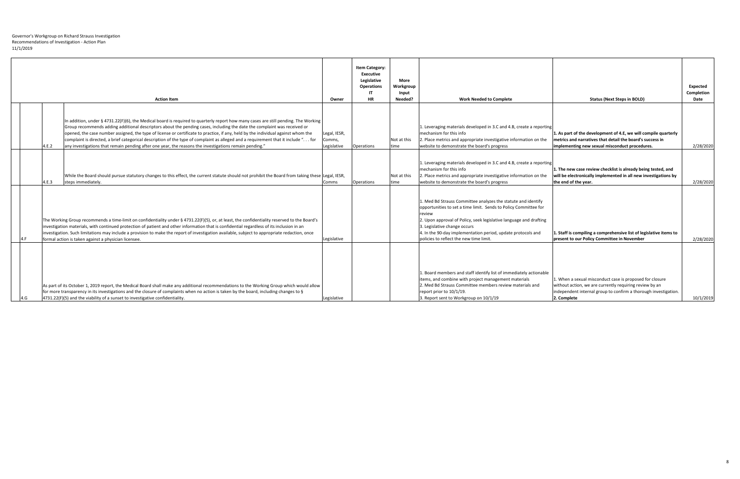Governor's Workgroup on Richard Strauss Investigation
Recommendations of Investigation - Action Plan
11/1/2019

| | | Action Item | Owner | Item Category: Executive Legislative Operations IT HR | More Workgroup Input Needed? | Work Needed to Complete | Status (Next Steps in BOLD) | Expected Completion Date |
|---|---|---|---|---|---|---|---|---|
| | 4.E.2 | In addition, under § 4731.22(F)(6), the Medical board is required to quarterly report how many cases are still pending. The Working Group recommends adding additional descriptors about the pending cases, including the date the complaint was received or opened, the case number assigned, the type of license or certificate to practice, if any, held by the individual against whom the complaint is directed, a brief categorical description of the type of complaint as alleged and a requirement that it include ". . . for any investigations that remain pending after one year, the reasons the investigations remain pending." | Legal, IESR, Comms, Legislative | Operations | Not at this time | 1. Leveraging materials developed in 3.C and 4.B, create a reporting mechanism for this info<br>2. Place metrics and appropriate investigative information on the website to demonstrate the board's progress | **1. As part of the development of 4.E, we will compile quarterly metrics and narratives that detail the board's success in implementing new sexual misconduct procedures.** | 2/28/2020 |
| | 4.E.3 | While the Board should pursue statutory changes to this effect, the current statute should not prohibit the Board from taking these steps immediately. | Legal, IESR, Comms | Operations | Not at this time | 1. Leveraging materials developed in 3.C and 4.B, create a reporting mechanism for this info<br>2. Place metrics and appropriate investigative information on the website to demonstrate the board's progress | **1. The new case review checklist is already being tested, and will be electronically implemented in all new investigations by the end of the year.** | 2/28/2020 |
| 4.F | | The Working Group recommends a time-limit on confidentiality under § 4731.22(F)(5), or, at least, the confidentiality reserved to the Board's investigation materials, with continued protection of patient and other information that is confidential regardless of its inclusion in an investigation. Such limitations may include a provision to make the report of investigation available, subject to appropriate redaction, once formal action is taken against a physician licensee. | Legislative | | | 1. Med Bd Strauss Committee analyzes the statute and identify opportunities to set a time limit. Sends to Policy Committee for review<br>2. Upon approval of Policy, seek legislative language and drafting<br>3. Legislative change occurs<br>4. In the 90-day implementation period, update protocols and policies to reflect the new time limit. | **1. Staff is compiling a comprehensive list of legislative items to present to our Policy Committee in November** | 2/28/2020 |
| 4.G | | As part of its October 1, 2019 report, the Medical Board shall make any additional recommendations to the Working Group which would allow for more transparency in its investigations and the closure of complaints when no action is taken by the board, including changes to § 4731.22(F)(5) and the viability of a sunset to investigative confidentiality. | Legislative | | | 1. Board members and staff identify list of immediately actionable items, and combine with project management materials<br>2. Med Bd Strauss Committee members review materials and report prior to 10/1/19.<br>3. Report sent to Workgroup on 10/1/19 | 1. When a sexual misconduct case is proposed for closure without action, we are currently requiring review by an independent internal group to confirm a thorough investigation.<br>**2. Complete** | 10/1/2019 |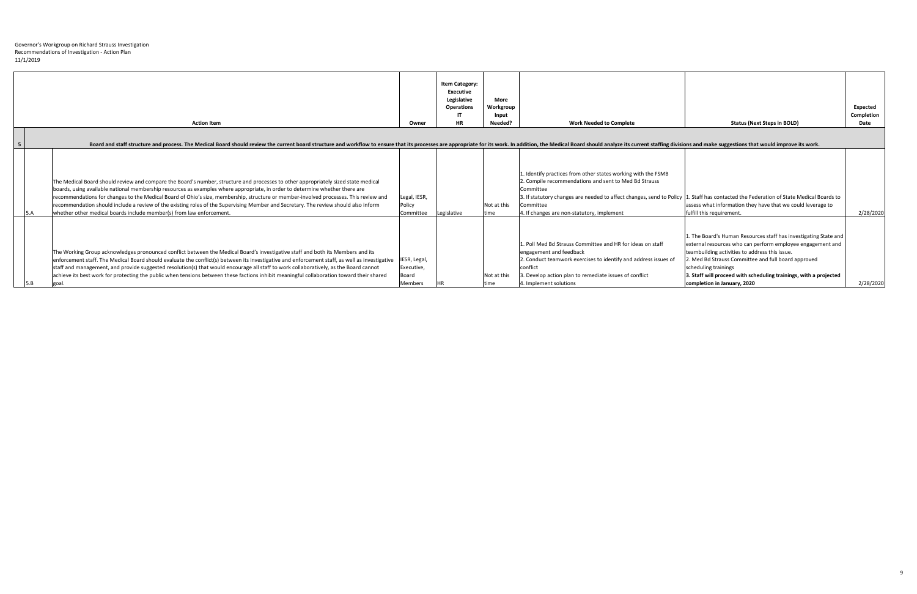Governor's Workgroup on Richard Strauss Investigation
Recommendations of Investigation - Action Plan
11/1/2019

| | Action Item | Owner | Item Category: Executive Legislative Operations IT HR | More Workgroup Input Needed? | Work Needed to Complete | Status (Next Steps in BOLD) | Expected Completion Date |
|---|---|---|---|---|---|---|---|
| **5** | **Board and staff structure and process. The Medical Board should review the current board structure and workflow to ensure that its processes are appropriate for its work. In addition, the Medical Board should analyze its current staffing divisions and make suggestions that would improve its work.** | | | | | | |
| 5.A | The Medical Board should review and compare the Board's number, structure and processes to other appropriately sized state medical boards, using available national membership resources as examples where appropriate, in order to determine whether there are recommendations for changes to the Medical Board of Ohio's size, membership, structure or member-involved processes. This review and recommendation should include a review of the existing roles of the Supervising Member and Secretary. The review should also inform whether other medical boards include member(s) from law enforcement. | Legal, IESR, Policy Committee | Legislative | Not at this time | 1. Identify practices from other states working with the FSMB<br>2. Compile recommendations and sent to Med Bd Strauss Committee<br>3. If statutory changes are needed to affect changes, send to Policy Committee<br>4. If changes are non-statutory, implement | 1. Staff has contacted the Federation of State Medical Boards to assess what information they have that we could leverage to fulfill this requirement. | 2/28/2020 |
| 5.B | The Working Group acknowledges pronounced conflict between the Medical Board's investigative staff and both its Members and its enforcement staff. The Medical Board should evaluate the conflict(s) between its investigative and enforcement staff, as well as investigative staff and management, and provide suggested resolution(s) that would encourage all staff to work collaboratively, as the Board cannot achieve its best work for protecting the public when tensions between these factions inhibit meaningful collaboration toward their shared goal. | IESR, Legal, Executive, Board Members | HR | Not at this time | 1. Poll Med Bd Strauss Committee and HR for ideas on staff engagement and feedback<br>2. Conduct teamwork exercises to identify and address issues of conflict<br>3. Develop action plan to remediate issues of conflict<br>4. Implement solutions | 1. The Board's Human Resources staff has investigating State and external resources who can perform employee engagement and teambuilding activities to address this issue.<br>2. Med Bd Strauss Committee and full board approved scheduling trainings<br>**3. Staff will proceed with scheduling trainings, with a projected completion in January, 2020** | 2/28/2020 |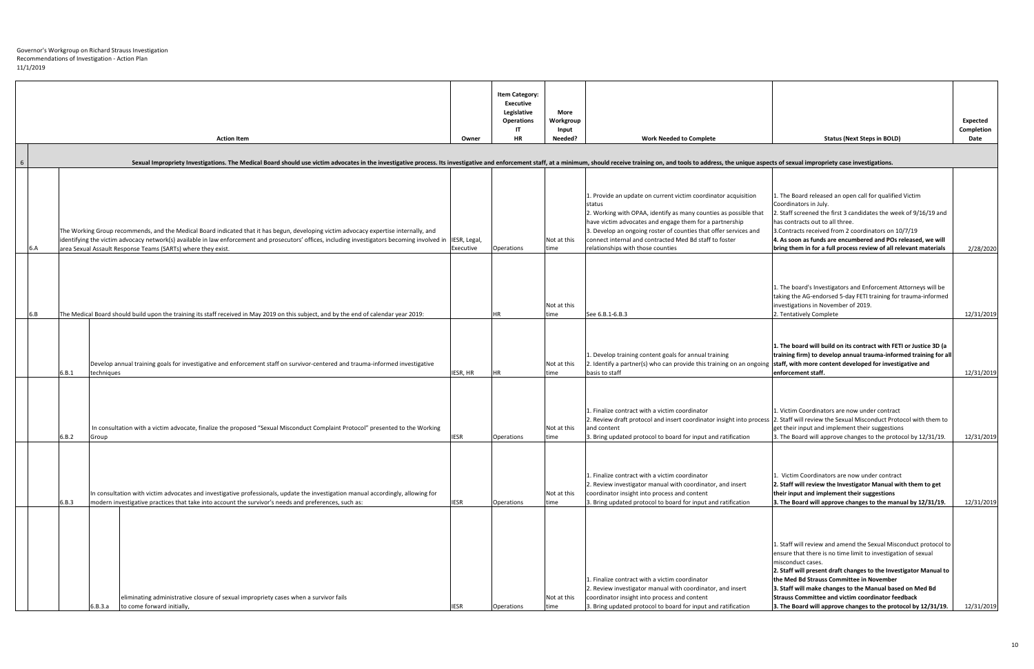Governor's Workgroup on Richard Strauss Investigation
Recommendations of Investigation - Action Plan
11/1/2019

| | | | Action Item | Owner | Item Category: Executive Legislative Operations IT HR | More Workgroup Input Needed? | Work Needed to Complete | Status (Next Steps in BOLD) | Expected Completion Date |
|---|---|---|---|---|---|---|---|---|---|
| 6 | | | **Sexual Impropriety Investigations. The Medical Board should use victim advocates in the investigative process. Its investigative and enforcement staff, at a minimum, should receive training on, and tools to address, the unique aspects of sexual impropriety case investigations.** | | | | | | |
| 6.A | | | The Working Group recommends, and the Medical Board indicated that it has begun, developing victim advocacy expertise internally, and identifying the victim advocacy network(s) available in law enforcement and prosecutors' offices, including investigators becoming involved in area Sexual Assault Response Teams (SARTs) where they exist. | IESR, Legal, Executive | Operations | Not at this time | 1. Provide an update on current victim coordinator acquisition status<br>2. Working with OPAA, identify as many counties as possible that have victim advocates and engage them for a partnership<br>3. Develop an ongoing roster of counties that offer services and connect internal and contracted Med Bd staff to foster relationships with those counties | 1. The Board released an open call for qualified Victim Coordinators in July.<br>2. Staff screened the first 3 candidates the week of 9/16/19 and has contracts out to all three.<br>3.Contracts received from 2 coordinators on 10/7/19<br>**4. As soon as funds are encumbered and POs released, we will bring them in for a full process review of all relevant materials** | 2/28/2020 |
| 6.B | | | The Medical Board should build upon the training its staff received in May 2019 on this subject, and by the end of calendar year 2019: | | HR | Not at this time | See 6.B.1-6.B.3 | 1. The board's Investigators and Enforcement Attorneys will be taking the AG-endorsed 5-day FETI training for trauma-informed investigations in November of 2019.<br>2. Tentatively Complete | 12/31/2019 |
| | 6.B.1 | | Develop annual training goals for investigative and enforcement staff on survivor-centered and trauma-informed investigative techniques | IESR, HR | HR | Not at this time | 1. Develop training content goals for annual training<br>2. Identify a partner(s) who can provide this training on an ongoing basis to staff | **1. The board will build on its contract with FETI or Justice 3D (a training firm) to develop annual trauma-informed training for all staff, with more content developed for investigative and enforcement staff.** | 12/31/2019 |
| | 6.B.2 | | In consultation with a victim advocate, finalize the proposed "Sexual Misconduct Complaint Protocol" presented to the Working Group | IESR | Operations | Not at this time | 1. Finalize contract with a victim coordinator<br>2. Review draft protocol and insert coordinator insight into process and content<br>3. Bring updated protocol to board for input and ratification | 1. Victim Coordinators are now under contract<br>2. Staff will review the Sexual Misconduct Protocol with them to get their input and implement their suggestions<br>3. The Board will approve changes to the protocol by 12/31/19. | 12/31/2019 |
| | 6.B.3 | | In consultation with victim advocates and investigative professionals, update the investigation manual accordingly, allowing for modern investigative practices that take into account the survivor's needs and preferences, such as: | IESR | Operations | Not at this time | 1. Finalize contract with a victim coordinator<br>2. Review investigator manual with coordinator, and insert coordinator insight into process and content<br>3. Bring updated protocol to board for input and ratification | 1. Victim Coordinators are now under contract<br>**2. Staff will review the Investigator Manual with them to get their input and implement their suggestions**<br>**3. The Board will approve changes to the manual by 12/31/19.** | 12/31/2019 |
| | | 6.B.3.a | eliminating administrative closure of sexual impropriety cases when a survivor fails to come forward initially, | IESR | Operations | Not at this time | 1. Finalize contract with a victim coordinator<br>2. Review investigator manual with coordinator, and insert coordinator insight into process and content<br>3. Bring updated protocol to board for input and ratification | 1. Staff will review and amend the Sexual Misconduct protocol to ensure that there is no time limit to investigation of sexual misconduct cases.<br>**2. Staff will present draft changes to the Investigator Manual to the Med Bd Strauss Committee in November**<br>**3. Staff will make changes to the Manual based on Med Bd Strauss Committee and victim coordinator feedback**<br>**3. The Board will approve changes to the protocol by 12/31/19.** | 12/31/2019 |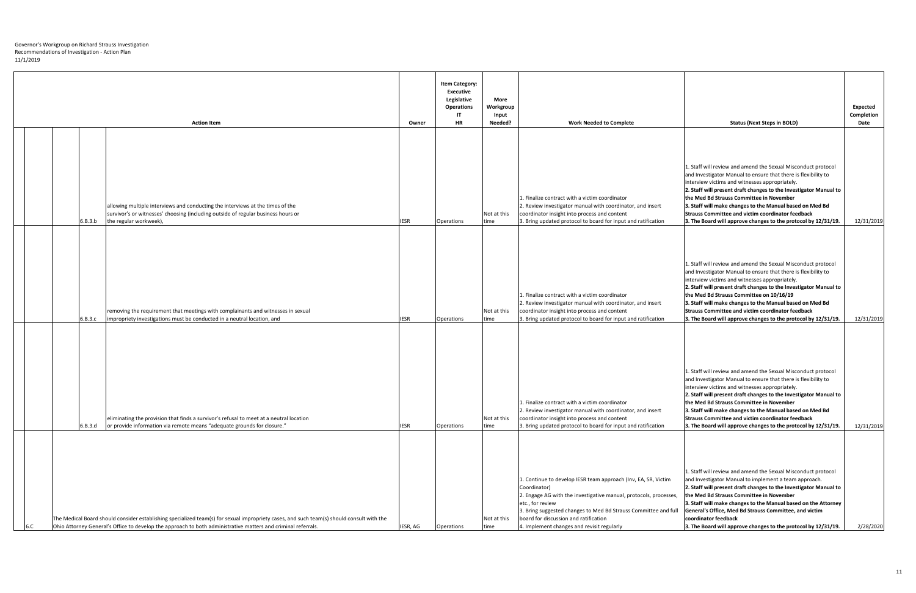Governor's Workgroup on Richard Strauss Investigation
Recommendations of Investigation - Action Plan
11/1/2019

| | | | Action Item | Owner | Item Category: Executive Legislative Operations IT HR | More Workgroup Input Needed? | Work Needed to Complete | Status (Next Steps in BOLD) | Expected Completion Date |
|---|---|---|---|---|---|---|---|---|---|
| | | 6.B.3.b | allowing multiple interviews and conducting the interviews at the times of the survivor's or witnesses' choosing (including outside of regular business hours or the regular workweek), | IESR | Operations | Not at this time | 1. Finalize contract with a victim coordinator<br>2. Review investigator manual with coordinator, and insert coordinator insight into process and content<br>3. Bring updated protocol to board for input and ratification | 1. Staff will review and amend the Sexual Misconduct protocol and Investigator Manual to ensure that there is flexibility to interview victims and witnesses appropriately.<br>**2. Staff will present draft changes to the Investigator Manual to the Med Bd Strauss Committee in November**<br>**3. Staff will make changes to the Manual based on Med Bd Strauss Committee and victim coordinator feedback**<br>**3. The Board will approve changes to the protocol by 12/31/19.** | 12/31/2019 |
| | | 6.B.3.c | removing the requirement that meetings with complainants and witnesses in sexual impropriety investigations must be conducted in a neutral location, and | IESR | Operations | Not at this time | 1. Finalize contract with a victim coordinator<br>2. Review investigator manual with coordinator, and insert coordinator insight into process and content<br>3. Bring updated protocol to board for input and ratification | 1. Staff will review and amend the Sexual Misconduct protocol and Investigator Manual to ensure that there is flexibility to interview victims and witnesses appropriately.<br>**2. Staff will present draft changes to the Investigator Manual to the Med Bd Strauss Committee on 10/16/19**<br>**3. Staff will make changes to the Manual based on Med Bd Strauss Committee and victim coordinator feedback**<br>**3. The Board will approve changes to the protocol by 12/31/19.** | 12/31/2019 |
| | | 6.B.3.d | eliminating the provision that finds a survivor's refusal to meet at a neutral location or provide information via remote means "adequate grounds for closure." | IESR | Operations | Not at this time | 1. Finalize contract with a victim coordinator<br>2. Review investigator manual with coordinator, and insert coordinator insight into process and content<br>3. Bring updated protocol to board for input and ratification | 1. Staff will review and amend the Sexual Misconduct protocol and Investigator Manual to ensure that there is flexibility to interview victims and witnesses appropriately.<br>**2. Staff will present draft changes to the Investigator Manual to the Med Bd Strauss Committee in November**<br>**3. Staff will make changes to the Manual based on Med Bd Strauss Committee and victim coordinator feedback**<br>**3. The Board will approve changes to the protocol by 12/31/19.** | 12/31/2019 |
| 6.C | | | The Medical Board should consider establishing specialized team(s) for sexual impropriety cases, and such team(s) should consult with the Ohio Attorney General's Office to develop the approach to both administrative matters and criminal referrals. | IESR, AG | Operations | Not at this time | 1. Continue to develop IESR team approach (Inv, EA, SR, Victim Coordinator)<br>2. Engage AG with the investigative manual, protocols, processes, etc., for review<br>3. Bring suggested changes to Med Bd Strauss Committee and full board for discussion and ratification<br>4. Implement changes and revisit regularly | 1. Staff will review and amend the Sexual Misconduct protocol and Investigator Manual to implement a team approach.<br>**2. Staff will present draft changes to the Investigator Manual to the Med Bd Strauss Committee in November**<br>**3. Staff will make changes to the Manual based on the Attorney General's Office, Med Bd Strauss Committee, and victim coordinator feedback**<br>**3. The Board will approve changes to the protocol by 12/31/19.** | 2/28/2020 |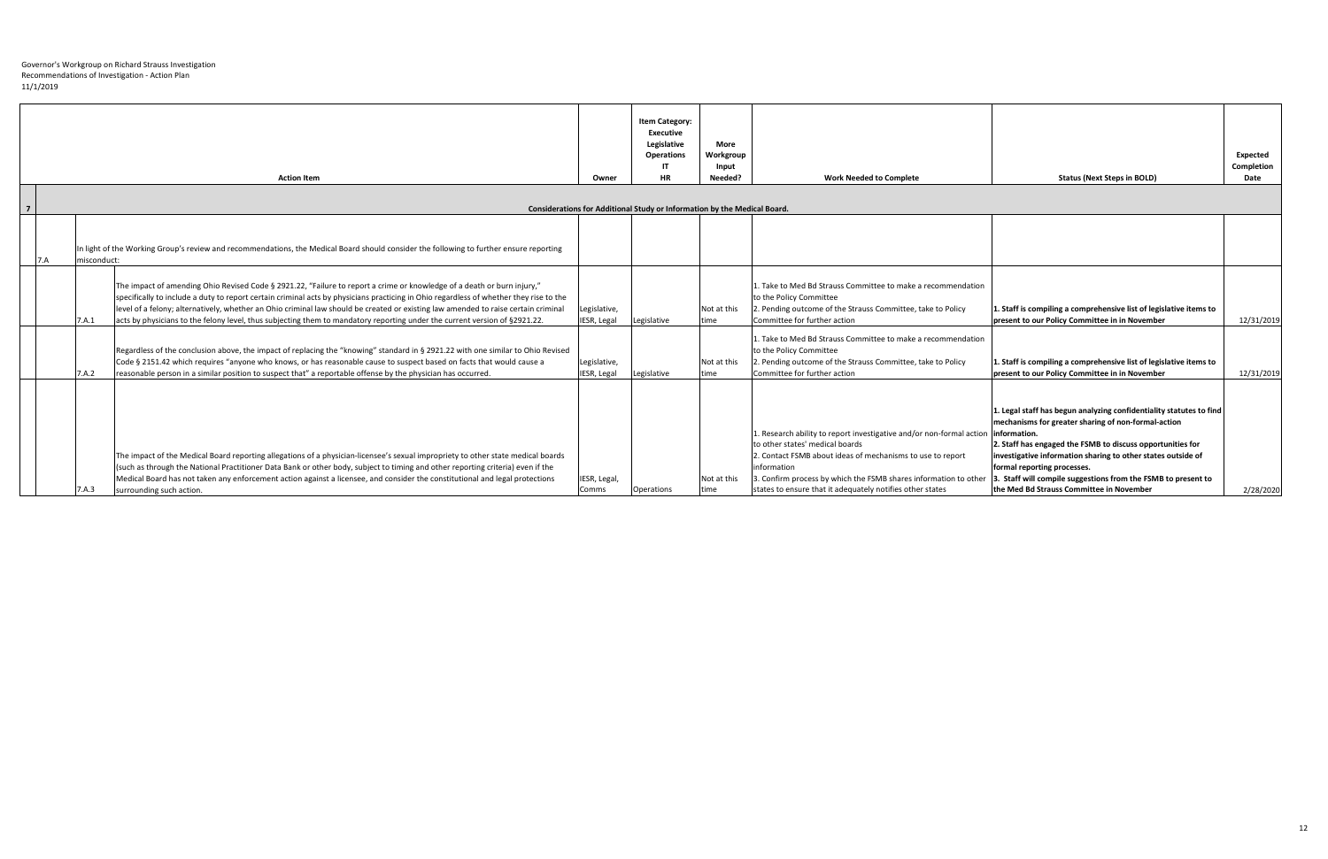Governor's Workgroup on Richard Strauss Investigation
Recommendations of Investigation - Action Plan
11/1/2019

| | | | Action Item | Owner | Item Category: Executive Legislative Operations IT HR | More Workgroup Input Needed? | Work Needed to Complete | Status (Next Steps in BOLD) | Expected Completion Date |
|---|---|---|---|---|---|---|---|---|---|
| 7 | | | **Considerations for Additional Study or Information by the Medical Board.** | | | | | | |
| | 7.A | | In light of the Working Group's review and recommendations, the Medical Board should consider the following to further ensure reporting misconduct: | | | | | | |
| | | 7.A.1 | The impact of amending Ohio Revised Code § 2921.22, "Failure to report a crime or knowledge of a death or burn injury," specifically to include a duty to report certain criminal acts by physicians practicing in Ohio regardless of whether they rise to the level of a felony; alternatively, whether an Ohio criminal law should be created or existing law amended to raise certain criminal acts by physicians to the felony level, thus subjecting them to mandatory reporting under the current version of §2921.22. | Legislative, IESR, Legal | Legislative | Not at this time | 1. Take to Med Bd Strauss Committee to make a recommendation to the Policy Committee<br>2. Pending outcome of the Strauss Committee, take to Policy Committee for further action | **1. Staff is compiling a comprehensive list of legislative items to present to our Policy Committee in in November** | 12/31/2019 |
| | | 7.A.2 | Regardless of the conclusion above, the impact of replacing the "knowing" standard in § 2921.22 with one similar to Ohio Revised Code § 2151.42 which requires "anyone who knows, or has reasonable cause to suspect based on facts that would cause a reasonable person in a similar position to suspect that" a reportable offense by the physician has occurred. | Legislative, IESR, Legal | Legislative | Not at this time | 1. Take to Med Bd Strauss Committee to make a recommendation to the Policy Committee<br>2. Pending outcome of the Strauss Committee, take to Policy Committee for further action | **1. Staff is compiling a comprehensive list of legislative items to present to our Policy Committee in in November** | 12/31/2019 |
| | | 7.A.3 | The impact of the Medical Board reporting allegations of a physician-licensee's sexual impropriety to other state medical boards (such as through the National Practitioner Data Bank or other body, subject to timing and other reporting criteria) even if the Medical Board has not taken any enforcement action against a licensee, and consider the constitutional and legal protections surrounding such action. | IESR, Legal, Comms | Operations | Not at this time | 1. Research ability to report investigative and/or non-formal action to other states' medical boards<br>2. Contact FSMB about ideas of mechanisms to use to report information<br>3. Confirm process by which the FSMB shares information to other states to ensure that it adequately notifies other states | **1. Legal staff has begun analyzing confidentiality statutes to find mechanisms for greater sharing of non-formal-action information.<br>2. Staff has engaged the FSMB to discuss opportunities for investigative information sharing to other states outside of formal reporting processes.<br>3. Staff will compile suggestions from the FSMB to present to the Med Bd Strauss Committee in November** | 2/28/2020 |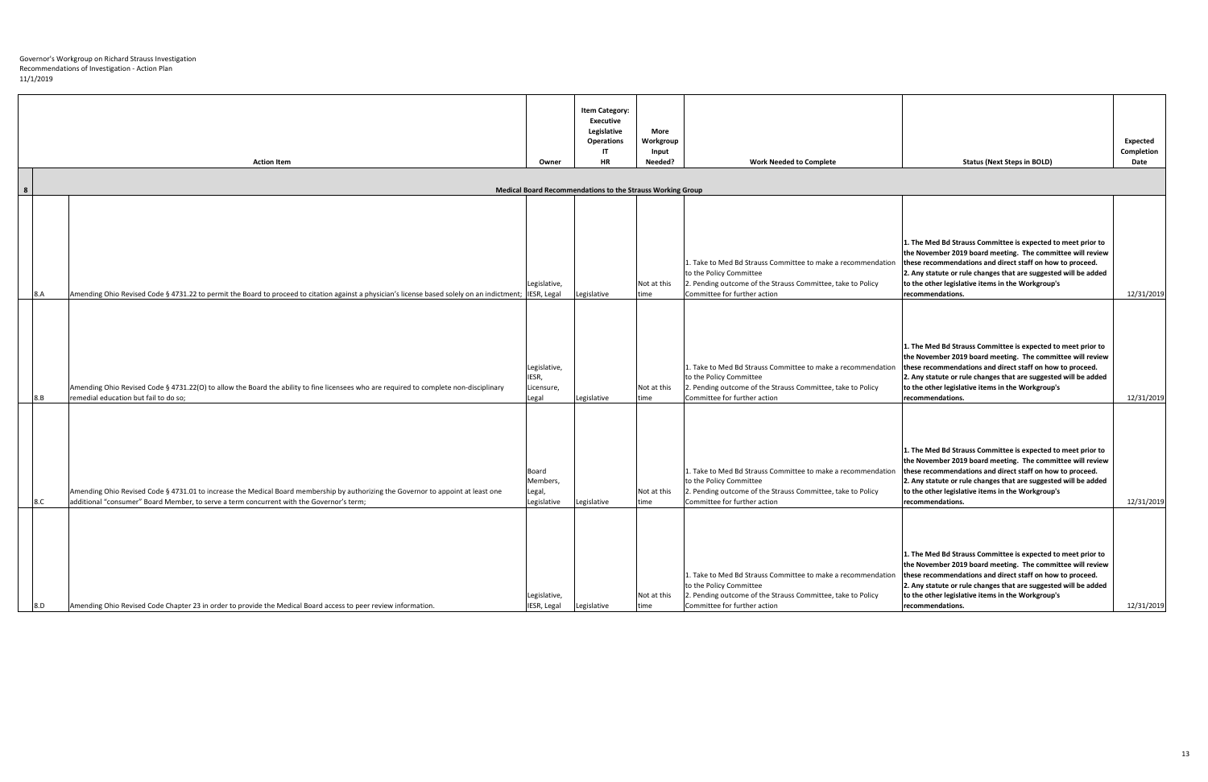Governor's Workgroup on Richard Strauss Investigation
Recommendations of Investigation - Action Plan
11/1/2019

| | | Action Item | Owner | Item Category: Executive Legislative Operations IT HR | More Workgroup Input Needed? | Work Needed to Complete | Status (Next Steps in BOLD) | Expected Completion Date |
|---|---|---|---|---|---|---|---|---|
| 8 | | **Medical Board Recommendations to the Strauss Working Group** | | | | | | |
| | 8.A | Amending Ohio Revised Code § 4731.22 to permit the Board to proceed to citation against a physician's license based solely on an indictment; | Legislative, IESR, Legal | Legislative | Not at this time | 1. Take to Med Bd Strauss Committee to make a recommendation to the Policy Committee 2. Pending outcome of the Strauss Committee, take to Policy Committee for further action | **1. The Med Bd Strauss Committee is expected to meet prior to the November 2019 board meeting. The committee will review these recommendations and direct staff on how to proceed. 2. Any statute or rule changes that are suggested will be added to the other legislative items in the Workgroup's recommendations.** | 12/31/2019 |
| | 8.B | Amending Ohio Revised Code § 4731.22(O) to allow the Board the ability to fine licensees who are required to complete non-disciplinary remedial education but fail to do so; | Legislative, IESR, Licensure, Legal | Legislative | Not at this time | 1. Take to Med Bd Strauss Committee to make a recommendation to the Policy Committee 2. Pending outcome of the Strauss Committee, take to Policy Committee for further action | **1. The Med Bd Strauss Committee is expected to meet prior to the November 2019 board meeting. The committee will review these recommendations and direct staff on how to proceed. 2. Any statute or rule changes that are suggested will be added to the other legislative items in the Workgroup's recommendations.** | 12/31/2019 |
| | 8.C | Amending Ohio Revised Code § 4731.01 to increase the Medical Board membership by authorizing the Governor to appoint at least one additional "consumer" Board Member, to serve a term concurrent with the Governor's term; | Board Members, Legal, Legislative | Legislative | Not at this time | 1. Take to Med Bd Strauss Committee to make a recommendation to the Policy Committee 2. Pending outcome of the Strauss Committee, take to Policy Committee for further action | **1. The Med Bd Strauss Committee is expected to meet prior to the November 2019 board meeting. The committee will review these recommendations and direct staff on how to proceed. 2. Any statute or rule changes that are suggested will be added to the other legislative items in the Workgroup's recommendations.** | 12/31/2019 |
| | 8.D | Amending Ohio Revised Code Chapter 23 in order to provide the Medical Board access to peer review information. | Legislative, IESR, Legal | Legislative | Not at this time | 1. Take to Med Bd Strauss Committee to make a recommendation to the Policy Committee 2. Pending outcome of the Strauss Committee, take to Policy Committee for further action | **1. The Med Bd Strauss Committee is expected to meet prior to the November 2019 board meeting. The committee will review these recommendations and direct staff on how to proceed. 2. Any statute or rule changes that are suggested will be added to the other legislative items in the Workgroup's recommendations.** | 12/31/2019 |